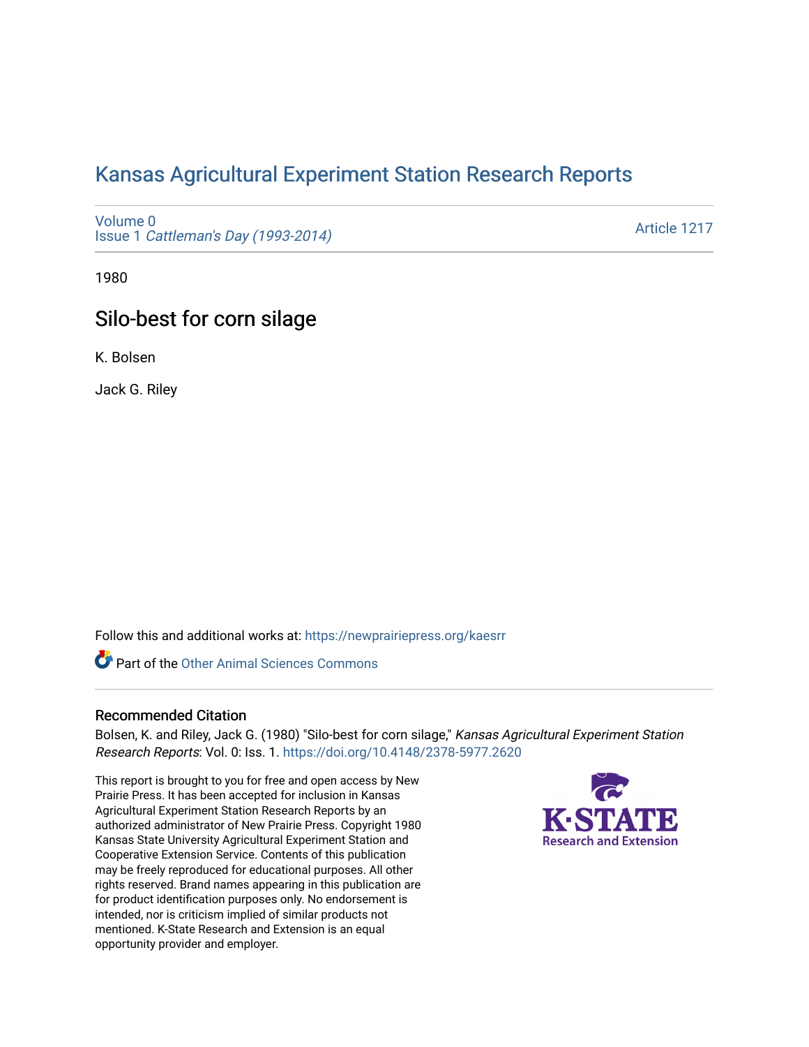# Kansas Agricultural Experiment Station Research Reports

Volume 0
Issue 1 *Cattleman's Day (1993-2014)*

Article 1217

1980

## Silo-best for corn silage

K. Bolsen

Jack G. Riley

Follow this and additional works at: https://newprairiepress.org/kaesrr

Part of the Other Animal Sciences Commons

### Recommended Citation

Bolsen, K. and Riley, Jack G. (1980) "Silo-best for corn silage," *Kansas Agricultural Experiment Station Research Reports*: Vol. 0: Iss. 1. https://doi.org/10.4148/2378-5977.2620

This report is brought to you for free and open access by New Prairie Press. It has been accepted for inclusion in Kansas Agricultural Experiment Station Research Reports by an authorized administrator of New Prairie Press. Copyright 1980 Kansas State University Agricultural Experiment Station and Cooperative Extension Service. Contents of this publication may be freely reproduced for educational purposes. All other rights reserved. Brand names appearing in this publication are for product identification purposes only. No endorsement is intended, nor is criticism implied of similar products not mentioned. K-State Research and Extension is an equal opportunity provider and employer.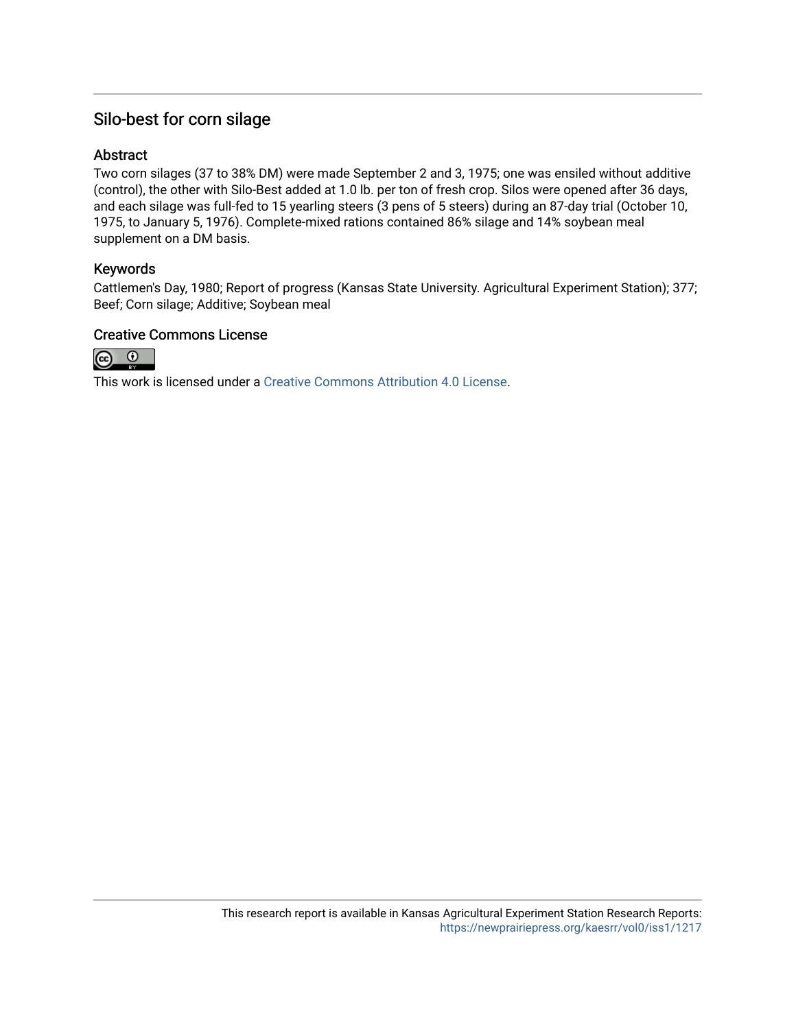## Silo-best for corn silage

### Abstract

Two corn silages (37 to 38% DM) were made September 2 and 3, 1975; one was ensiled without additive (control), the other with Silo-Best added at 1.0 lb. per ton of fresh crop. Silos were opened after 36 days, and each silage was full-fed to 15 yearling steers (3 pens of 5 steers) during an 87-day trial (October 10, 1975, to January 5, 1976). Complete-mixed rations contained 86% silage and 14% soybean meal supplement on a DM basis.

### Keywords

Cattlemen's Day, 1980; Report of progress (Kansas State University. Agricultural Experiment Station); 377; Beef; Corn silage; Additive; Soybean meal

### Creative Commons License

This work is licensed under a Creative Commons Attribution 4.0 License.

This research report is available in Kansas Agricultural Experiment Station Research Reports: https://newprairiepress.org/kaesrr/vol0/iss1/1217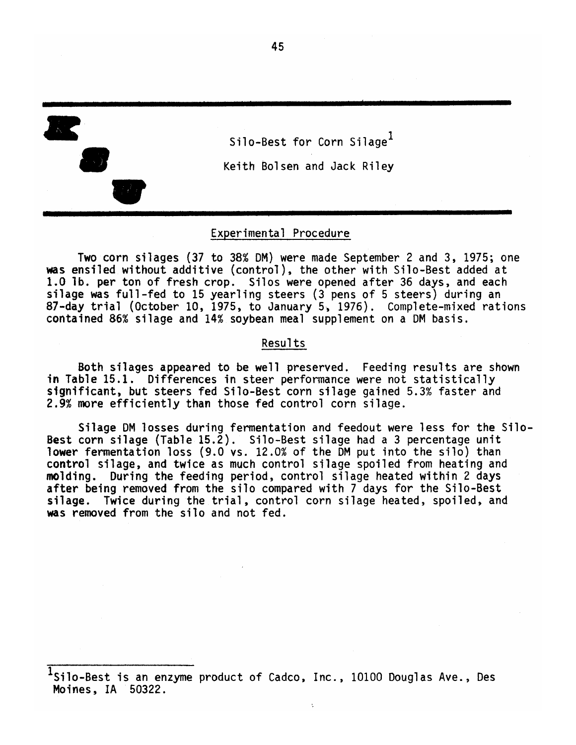# Silo-Best for Corn Silage[1]

Keith Bolsen and Jack Riley

## Experimental Procedure

Two corn silages (37 to 38% DM) were made September 2 and 3, 1975; one was ensiled without additive (control), the other with Silo-Best added at 1.0 lb. per ton of fresh crop. Silos were opened after 36 days, and each silage was full-fed to 15 yearling steers (3 pens of 5 steers) during an 87-day trial (October 10, 1975, to January 5, 1976). Complete-mixed rations contained 86% silage and 14% soybean meal supplement on a DM basis.

## Results

Both silages appeared to be well preserved. Feeding results are shown in Table 15.1. Differences in steer performance were not statistically significant, but steers fed Silo-Best corn silage gained 5.3% faster and 2.9% more efficiently than those fed control corn silage.

Silage DM losses during fermentation and feedout were less for the Silo-Best corn silage (Table 15.2). Silo-Best silage had a 3 percentage unit lower fermentation loss (9.0 vs. 12.0% of the DM put into the silo) than control silage, and twice as much control silage spoiled from heating and molding. During the feeding period, control silage heated within 2 days after being removed from the silo compared with 7 days for the Silo-Best silage. Twice during the trial, control corn silage heated, spoiled, and was removed from the silo and not fed.

[1] Silo-Best is an enzyme product of Cadco, Inc., 10100 Douglas Ave., Des Moines, IA 50322.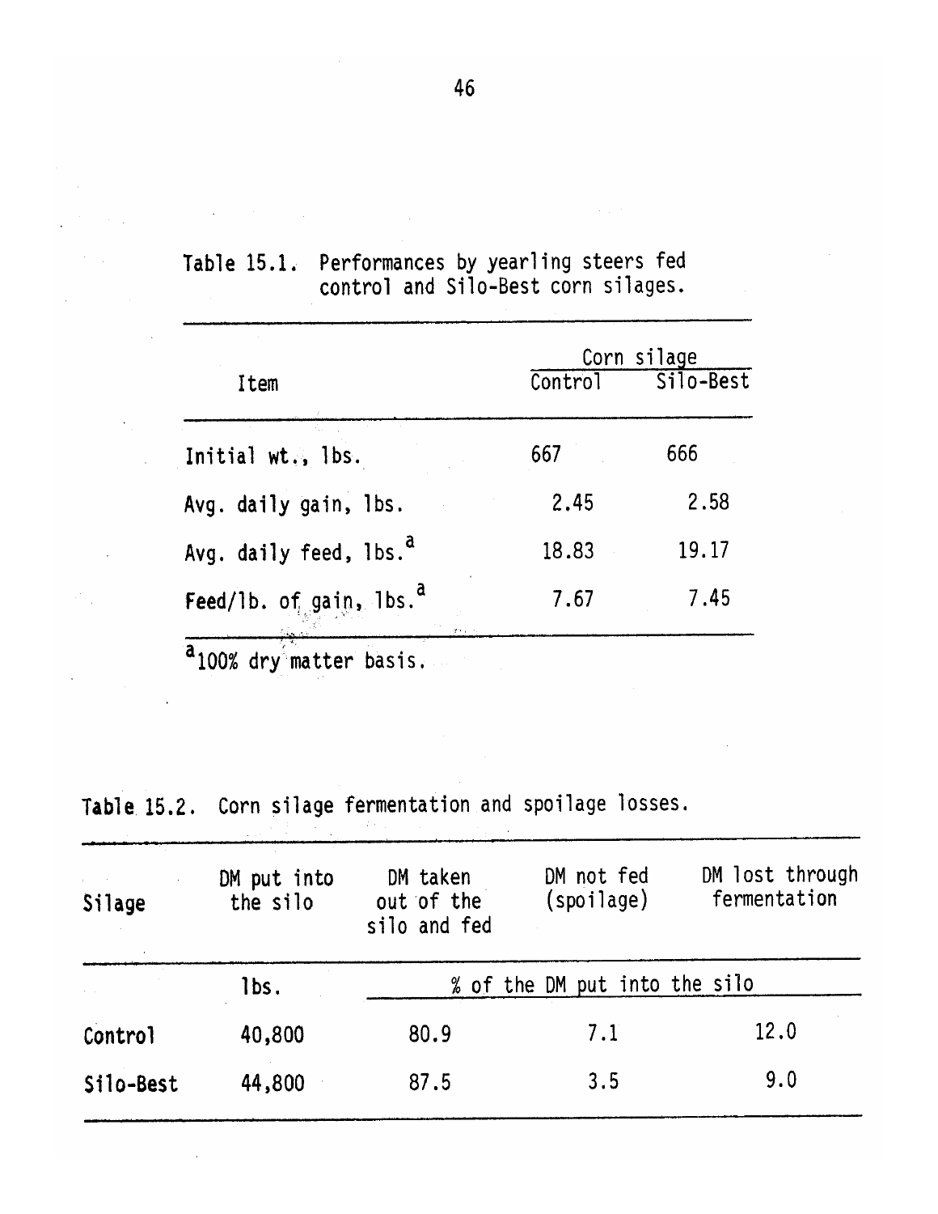Table 15.1. Performances by yearling steers fed control and Silo-Best corn silages.

| Item | Corn silage | |
|---|---|---|
| | Control | Silo-Best |
| Initial wt., lbs. | 667 | 666 |
| Avg. daily gain, lbs. | 2.45 | 2.58 |
| Avg. daily feed, lbs.[a] | 18.83 | 19.17 |
| Feed/lb. of gain, lbs.[a] | 7.67 | 7.45 |

[a]100% dry matter basis.

Table 15.2. Corn silage fermentation and spoilage losses.

| Silage | DM put into the silo | DM taken out of the silo and fed | DM not fed (spoilage) | DM lost through fermentation |
|---|---|---|---|---|
| | lbs. | % of the DM put into the silo | | |
| Control | 40,800 | 80.9 | 7.1 | 12.0 |
| Silo-Best | 44,800 | 87.5 | 3.5 | 9.0 |